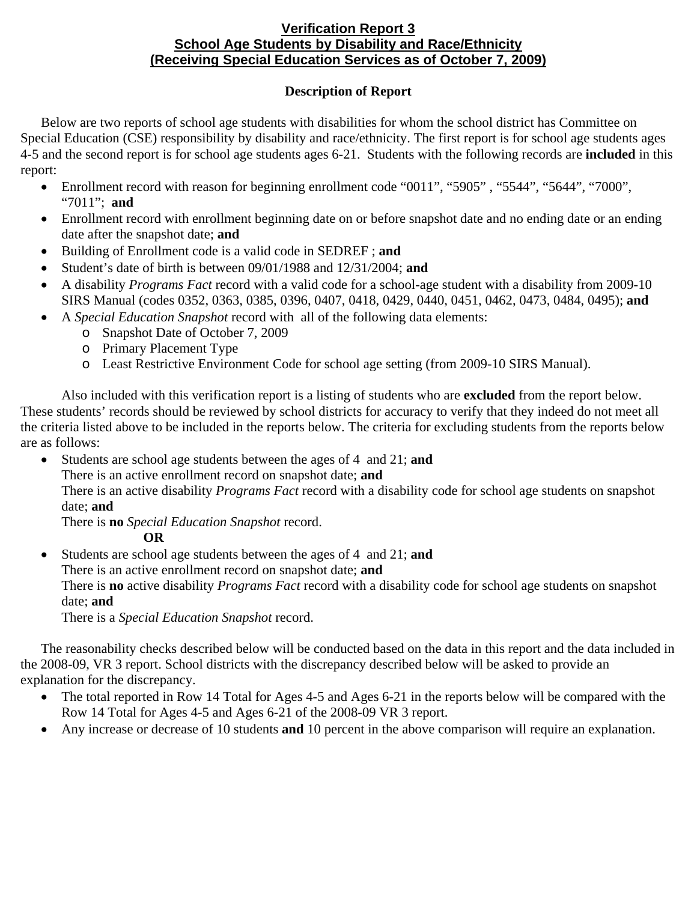# Verification Report 3
## School Age Students by Disability and Race/Ethnicity
## (Receiving Special Education Services as of October 7, 2009)

### Description of Report

Below are two reports of school age students with disabilities for whom the school district has Committee on Special Education (CSE) responsibility by disability and race/ethnicity. The first report is for school age students ages 4-5 and the second report is for school age students ages 6-21. Students with the following records are **included** in this report:

- Enrollment record with reason for beginning enrollment code "0011", "5905" , "5544", "5644", "7000", "7011"; **and**
- Enrollment record with enrollment beginning date on or before snapshot date and no ending date or an ending date after the snapshot date; **and**
- Building of Enrollment code is a valid code in SEDREF ; **and**
- Student's date of birth is between 09/01/1988 and 12/31/2004; **and**
- A disability *Programs Fact* record with a valid code for a school-age student with a disability from 2009-10 SIRS Manual (codes 0352, 0363, 0385, 0396, 0407, 0418, 0429, 0440, 0451, 0462, 0473, 0484, 0495); **and**
- A *Special Education Snapshot* record with all of the following data elements:
  - Snapshot Date of October 7, 2009
  - Primary Placement Type
  - Least Restrictive Environment Code for school age setting (from 2009-10 SIRS Manual).

Also included with this verification report is a listing of students who are **excluded** from the report below. These students' records should be reviewed by school districts for accuracy to verify that they indeed do not meet all the criteria listed above to be included in the reports below. The criteria for excluding students from the reports below are as follows:

- Students are school age students between the ages of 4 and 21; **and**
  There is an active enrollment record on snapshot date; **and**
  There is an active disability *Programs Fact* record with a disability code for school age students on snapshot date; **and**
  There is **no** *Special Education Snapshot* record.

  **OR**

- Students are school age students between the ages of 4 and 21; **and**
  There is an active enrollment record on snapshot date; **and**
  There is **no** active disability *Programs Fact* record with a disability code for school age students on snapshot date; **and**
  There is a *Special Education Snapshot* record.

The reasonability checks described below will be conducted based on the data in this report and the data included in the 2008-09, VR 3 report. School districts with the discrepancy described below will be asked to provide an explanation for the discrepancy.

- The total reported in Row 14 Total for Ages 4-5 and Ages 6-21 in the reports below will be compared with the Row 14 Total for Ages 4-5 and Ages 6-21 of the 2008-09 VR 3 report.
- Any increase or decrease of 10 students **and** 10 percent in the above comparison will require an explanation.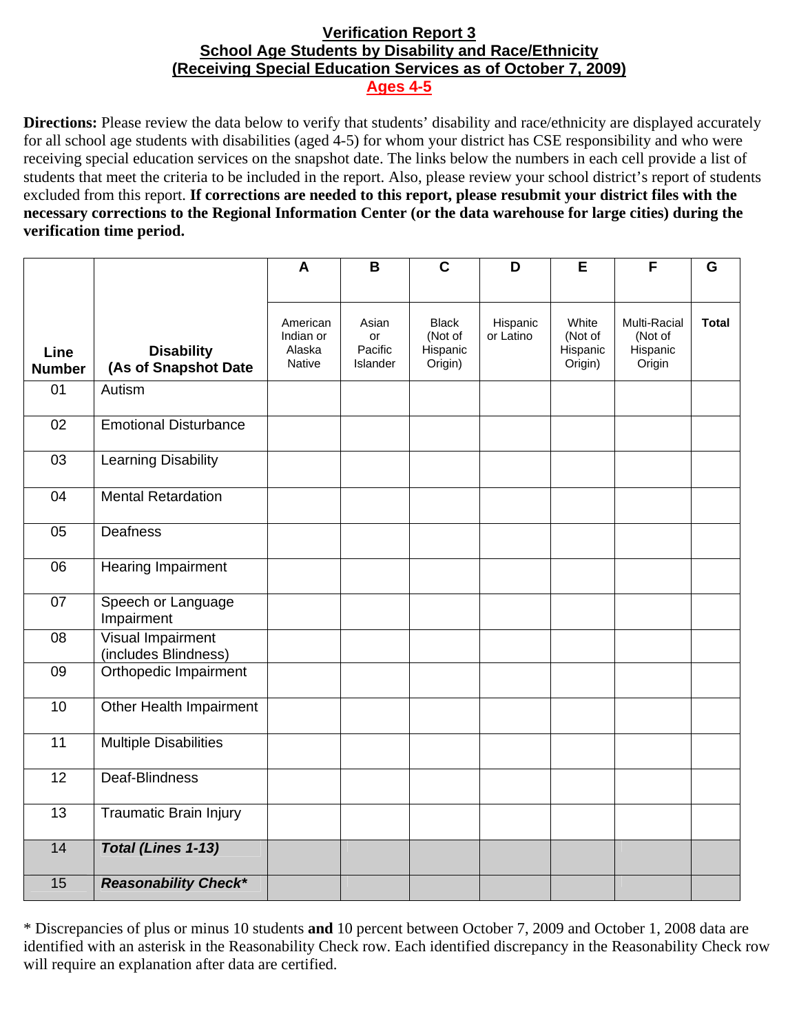**Verification Report 3**
**School Age Students by Disability and Race/Ethnicity**
**(Receiving Special Education Services as of October 7, 2009)**
**Ages 4-5**

**Directions:** Please review the data below to verify that students' disability and race/ethnicity are displayed accurately for all school age students with disabilities (aged 4-5) for whom your district has CSE responsibility and who were receiving special education services on the snapshot date. The links below the numbers in each cell provide a list of students that meet the criteria to be included in the report. Also, please review your school district's report of students excluded from this report. **If corrections are needed to this report, please resubmit your district files with the necessary corrections to the Regional Information Center (or the data warehouse for large cities) during the verification time period.**

| | | A | B | C | D | E | F | G |
|---|---|---|---|---|---|---|---|---|
| **Line Number** | **Disability (As of Snapshot Date** | American Indian or Alaska Native | Asian or Pacific Islander | Black (Not of Hispanic Origin) | Hispanic or Latino | White (Not of Hispanic Origin) | Multi-Racial (Not of Hispanic Origin | **Total** |
| 01 | Autism | | | | | | | |
| 02 | Emotional Disturbance | | | | | | | |
| 03 | Learning Disability | | | | | | | |
| 04 | Mental Retardation | | | | | | | |
| 05 | Deafness | | | | | | | |
| 06 | Hearing Impairment | | | | | | | |
| 07 | Speech or Language Impairment | | | | | | | |
| 08 | Visual Impairment (includes Blindness) | | | | | | | |
| 09 | Orthopedic Impairment | | | | | | | |
| 10 | Other Health Impairment | | | | | | | |
| 11 | Multiple Disabilities | | | | | | | |
| 12 | Deaf-Blindness | | | | | | | |
| 13 | Traumatic Brain Injury | | | | | | | |
| 14 | ***Total (Lines 1-13)*** | | | | | | | |
| 15 | ***Reasonability Check**** | | | | | | | |

* Discrepancies of plus or minus 10 students **and** 10 percent between October 7, 2009 and October 1, 2008 data are identified with an asterisk in the Reasonability Check row. Each identified discrepancy in the Reasonability Check row will require an explanation after data are certified.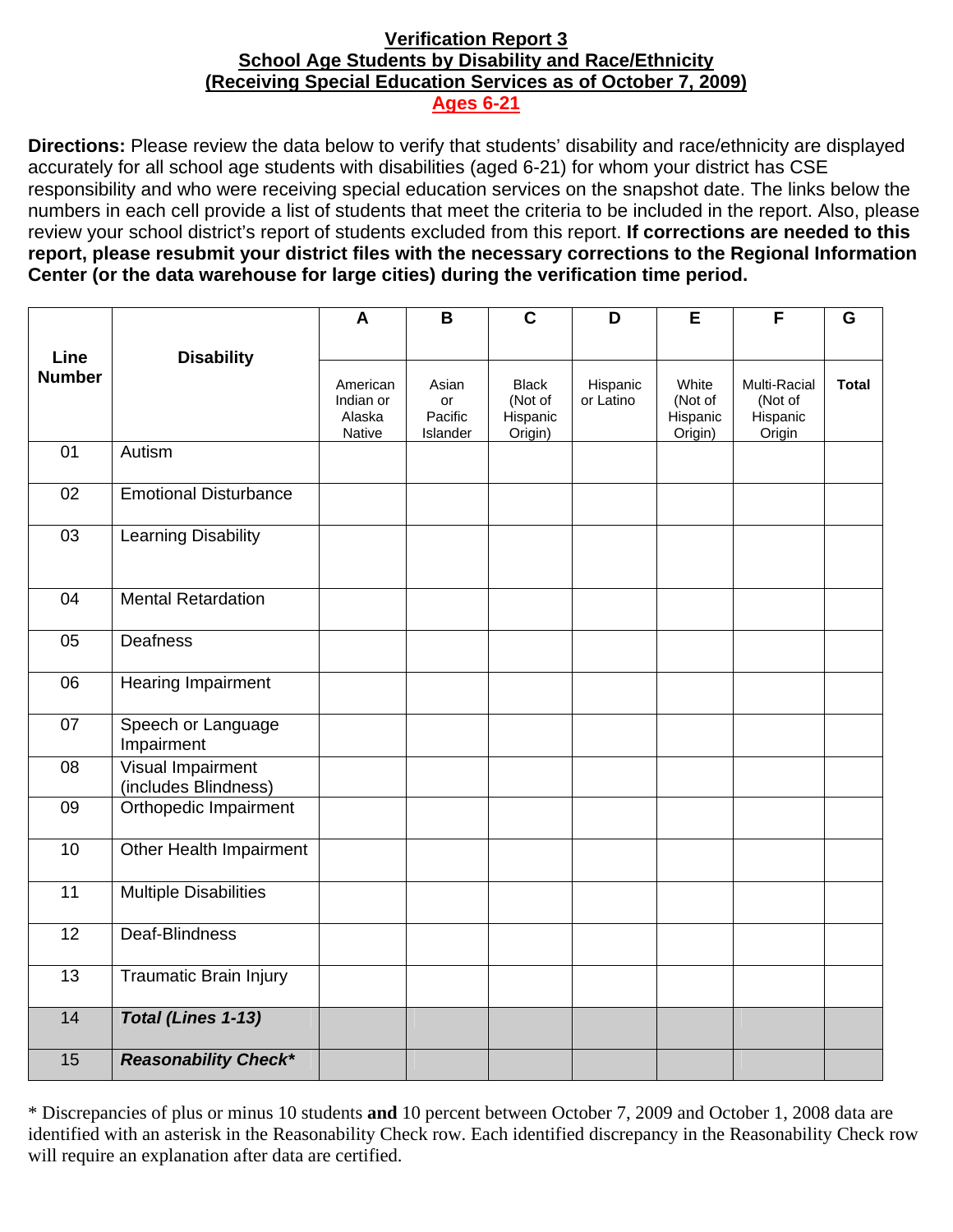# Verification Report 3

## School Age Students by Disability and Race/Ethnicity

## (Receiving Special Education Services as of October 7, 2009)

## Ages 6-21

**Directions:** Please review the data below to verify that students' disability and race/ethnicity are displayed accurately for all school age students with disabilities (aged 6-21) for whom your district has CSE responsibility and who were receiving special education services on the snapshot date. The links below the numbers in each cell provide a list of students that meet the criteria to be included in the report. Also, please review your school district's report of students excluded from this report. **If corrections are needed to this report, please resubmit your district files with the necessary corrections to the Regional Information Center (or the data warehouse for large cities) during the verification time period.**

| Line Number | Disability | A | B | C | D | E | F | G |
|---|---|---|---|---|---|---|---|---|
| | | American Indian or Alaska Native | Asian or Pacific Islander | Black (Not of Hispanic Origin) | Hispanic or Latino | White (Not of Hispanic Origin) | Multi-Racial (Not of Hispanic Origin | Total |
| 01 | Autism | | | | | | | |
| 02 | Emotional Disturbance | | | | | | | |
| 03 | Learning Disability | | | | | | | |
| 04 | Mental Retardation | | | | | | | |
| 05 | Deafness | | | | | | | |
| 06 | Hearing Impairment | | | | | | | |
| 07 | Speech or Language Impairment | | | | | | | |
| 08 | Visual Impairment (includes Blindness) | | | | | | | |
| 09 | Orthopedic Impairment | | | | | | | |
| 10 | Other Health Impairment | | | | | | | |
| 11 | Multiple Disabilities | | | | | | | |
| 12 | Deaf-Blindness | | | | | | | |
| 13 | Traumatic Brain Injury | | | | | | | |
| 14 | ***Total (Lines 1-13)*** | | | | | | | |
| 15 | ***Reasonability Check**** | | | | | | | |

* Discrepancies of plus or minus 10 students **and** 10 percent between October 7, 2009 and October 1, 2008 data are identified with an asterisk in the Reasonability Check row. Each identified discrepancy in the Reasonability Check row will require an explanation after data are certified.